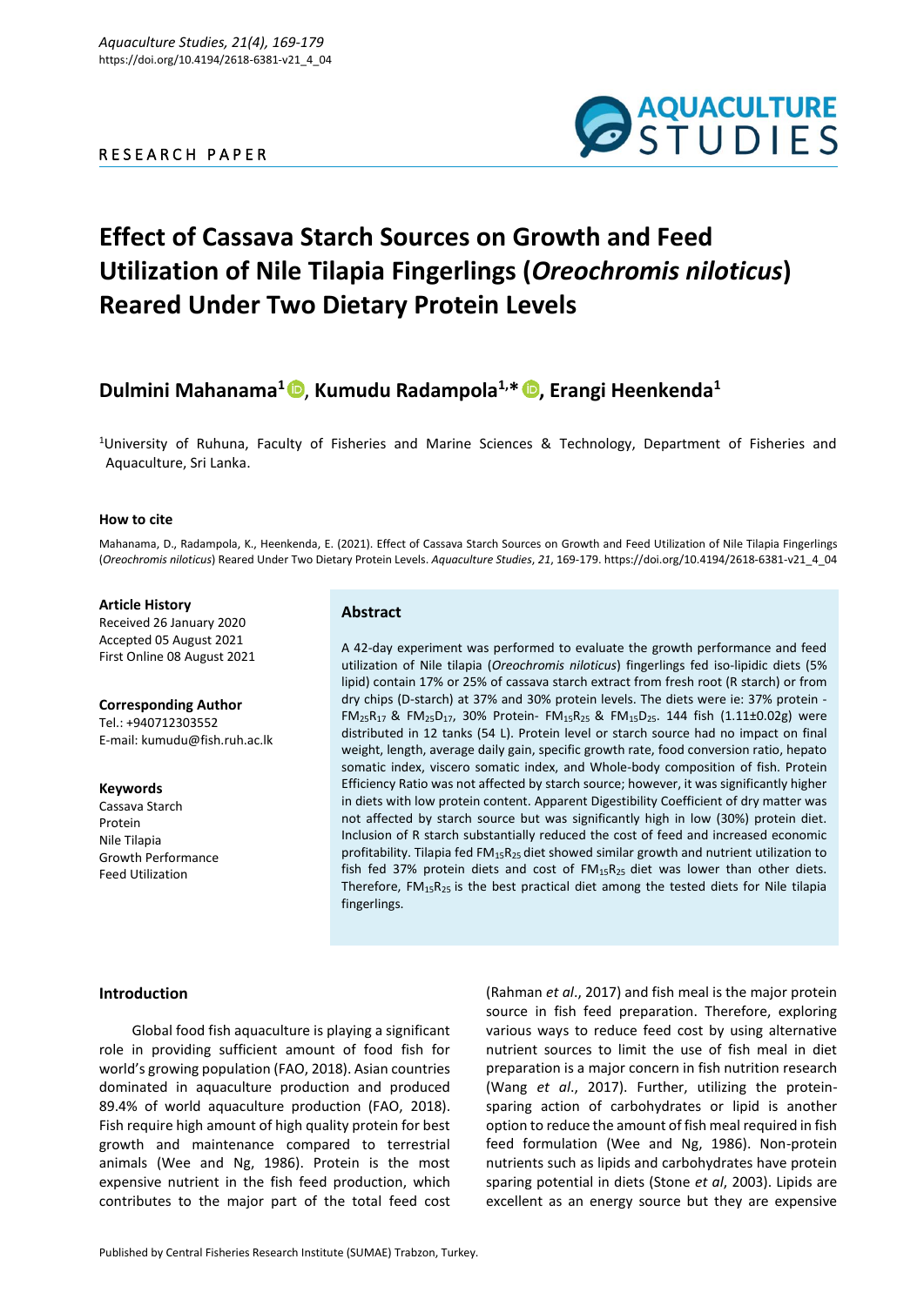RESEARCH PAPER

# Effect of Cassava Starch Sources on Growth and Feed Utilization of Nile Tilapia Fingerlings (*Oreochromis niloticus*) Reared Under Two Dietary Protein Levels

**Dulmini Mahanama[1], Kumudu Radampola[1,*], Erangi Heenkenda[1]**

[1]University of Ruhuna, Faculty of Fisheries and Marine Sciences & Technology, Department of Fisheries and Aquaculture, Sri Lanka.

#### How to cite

Mahanama, D., Radampola, K., Heenkenda, E. (2021). Effect of Cassava Starch Sources on Growth and Feed Utilization of Nile Tilapia Fingerlings (*Oreochromis niloticus*) Reared Under Two Dietary Protein Levels. *Aquaculture Studies*, *21*, 169-179. https://doi.org/10.4194/2618-6381-v21_4_04

#### Article History

Received 26 January 2020
Accepted 05 August 2021
First Online 08 August 2021

#### Corresponding Author

Tel.: +940712303552
E-mail: kumudu@fish.ruh.ac.lk

#### Keywords

Cassava Starch
Protein
Nile Tilapia
Growth Performance
Feed Utilization

## Abstract

A 42-day experiment was performed to evaluate the growth performance and feed utilization of Nile tilapia (*Oreochromis niloticus*) fingerlings fed iso-lipidic diets (5% lipid) contain 17% or 25% of cassava starch extract from fresh root (R starch) or from dry chips (D-starch) at 37% and 30% protein levels. The diets were ie: 37% protein - $FM_{25}R_{17}$ & $FM_{25}D_{17}$, 30% Protein- $FM_{15}R_{25}$ & $FM_{15}D_{25}$. 144 fish (1.11±0.02g) were distributed in 12 tanks (54 L). Protein level or starch source had no impact on final weight, length, average daily gain, specific growth rate, food conversion ratio, hepato somatic index, viscero somatic index, and Whole-body composition of fish. Protein Efficiency Ratio was not affected by starch source; however, it was significantly higher in diets with low protein content. Apparent Digestibility Coefficient of dry matter was not affected by starch source but was significantly high in low (30%) protein diet. Inclusion of R starch substantially reduced the cost of feed and increased economic profitability. Tilapia fed $FM_{15}R_{25}$ diet showed similar growth and nutrient utilization to fish fed 37% protein diets and cost of $FM_{15}R_{25}$ diet was lower than other diets. Therefore, $FM_{15}R_{25}$ is the best practical diet among the tested diets for Nile tilapia fingerlings.

## Introduction

Global food fish aquaculture is playing a significant role in providing sufficient amount of food fish for world's growing population (FAO, 2018). Asian countries dominated in aquaculture production and produced 89.4% of world aquaculture production (FAO, 2018). Fish require high amount of high quality protein for best growth and maintenance compared to terrestrial animals (Wee and Ng, 1986). Protein is the most expensive nutrient in the fish feed production, which contributes to the major part of the total feed cost (Rahman *et al*., 2017) and fish meal is the major protein source in fish feed preparation. Therefore, exploring various ways to reduce feed cost by using alternative nutrient sources to limit the use of fish meal in diet preparation is a major concern in fish nutrition research (Wang *et al*., 2017). Further, utilizing the protein-sparing action of carbohydrates or lipid is another option to reduce the amount of fish meal required in fish feed formulation (Wee and Ng, 1986). Non-protein nutrients such as lipids and carbohydrates have protein sparing potential in diets (Stone *et al*, 2003). Lipids are excellent as an energy source but they are expensive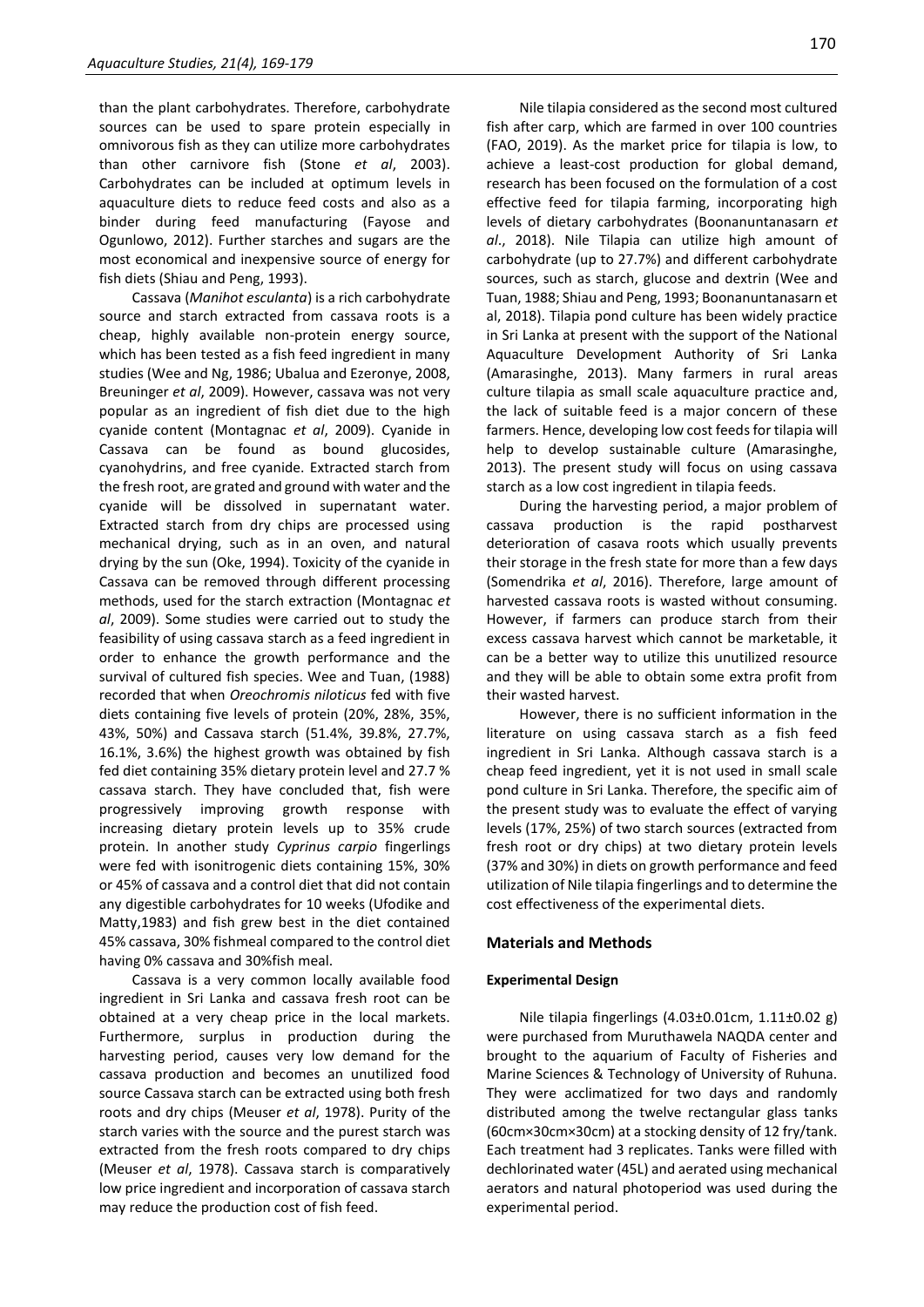than the plant carbohydrates. Therefore, carbohydrate sources can be used to spare protein especially in omnivorous fish as they can utilize more carbohydrates than other carnivore fish (Stone *et al*, 2003). Carbohydrates can be included at optimum levels in aquaculture diets to reduce feed costs and also as a binder during feed manufacturing (Fayose and Ogunlowo, 2012). Further starches and sugars are the most economical and inexpensive source of energy for fish diets (Shiau and Peng, 1993).

Cassava (*Manihot esculanta*) is a rich carbohydrate source and starch extracted from cassava roots is a cheap, highly available non-protein energy source, which has been tested as a fish feed ingredient in many studies (Wee and Ng, 1986; Ubalua and Ezeronye, 2008, Breuninger *et al*, 2009). However, cassava was not very popular as an ingredient of fish diet due to the high cyanide content (Montagnac *et al*, 2009). Cyanide in Cassava can be found as bound glucosides, cyanohydrins, and free cyanide. Extracted starch from the fresh root, are grated and ground with water and the cyanide will be dissolved in supernatant water. Extracted starch from dry chips are processed using mechanical drying, such as in an oven, and natural drying by the sun (Oke, 1994). Toxicity of the cyanide in Cassava can be removed through different processing methods, used for the starch extraction (Montagnac *et al*, 2009). Some studies were carried out to study the feasibility of using cassava starch as a feed ingredient in order to enhance the growth performance and the survival of cultured fish species. Wee and Tuan, (1988) recorded that when *Oreochromis niloticus* fed with five diets containing five levels of protein (20%, 28%, 35%, 43%, 50%) and Cassava starch (51.4%, 39.8%, 27.7%, 16.1%, 3.6%) the highest growth was obtained by fish fed diet containing 35% dietary protein level and 27.7 % cassava starch. They have concluded that, fish were progressively improving growth response with increasing dietary protein levels up to 35% crude protein. In another study *Cyprinus carpio* fingerlings were fed with isonitrogenic diets containing 15%, 30% or 45% of cassava and a control diet that did not contain any digestible carbohydrates for 10 weeks (Ufodike and Matty,1983) and fish grew best in the diet contained 45% cassava, 30% fishmeal compared to the control diet having 0% cassava and 30%fish meal.

Cassava is a very common locally available food ingredient in Sri Lanka and cassava fresh root can be obtained at a very cheap price in the local markets. Furthermore, surplus in production during the harvesting period, causes very low demand for the cassava production and becomes an unutilized food source Cassava starch can be extracted using both fresh roots and dry chips (Meuser *et al*, 1978). Purity of the starch varies with the source and the purest starch was extracted from the fresh roots compared to dry chips (Meuser *et al*, 1978). Cassava starch is comparatively low price ingredient and incorporation of cassava starch may reduce the production cost of fish feed.

Nile tilapia considered as the second most cultured fish after carp, which are farmed in over 100 countries (FAO, 2019). As the market price for tilapia is low, to achieve a least-cost production for global demand, research has been focused on the formulation of a cost effective feed for tilapia farming, incorporating high levels of dietary carbohydrates (Boonanuntanasarn *et al*., 2018). Nile Tilapia can utilize high amount of carbohydrate (up to 27.7%) and different carbohydrate sources, such as starch, glucose and dextrin (Wee and Tuan, 1988; Shiau and Peng, 1993; Boonanuntanasarn et al, 2018). Tilapia pond culture has been widely practice in Sri Lanka at present with the support of the National Aquaculture Development Authority of Sri Lanka (Amarasinghe, 2013). Many farmers in rural areas culture tilapia as small scale aquaculture practice and, the lack of suitable feed is a major concern of these farmers. Hence, developing low cost feeds for tilapia will help to develop sustainable culture (Amarasinghe, 2013). The present study will focus on using cassava starch as a low cost ingredient in tilapia feeds.

During the harvesting period, a major problem of cassava production is the rapid postharvest deterioration of casava roots which usually prevents their storage in the fresh state for more than a few days (Somendrika *et al*, 2016). Therefore, large amount of harvested cassava roots is wasted without consuming. However, if farmers can produce starch from their excess cassava harvest which cannot be marketable, it can be a better way to utilize this unutilized resource and they will be able to obtain some extra profit from their wasted harvest.

However, there is no sufficient information in the literature on using cassava starch as a fish feed ingredient in Sri Lanka. Although cassava starch is a cheap feed ingredient, yet it is not used in small scale pond culture in Sri Lanka. Therefore, the specific aim of the present study was to evaluate the effect of varying levels (17%, 25%) of two starch sources (extracted from fresh root or dry chips) at two dietary protein levels (37% and 30%) in diets on growth performance and feed utilization of Nile tilapia fingerlings and to determine the cost effectiveness of the experimental diets.

## Materials and Methods

### Experimental Design

Nile tilapia fingerlings (4.03±0.01cm, 1.11±0.02 g) were purchased from Muruthawela NAQDA center and brought to the aquarium of Faculty of Fisheries and Marine Sciences & Technology of University of Ruhuna. They were acclimatized for two days and randomly distributed among the twelve rectangular glass tanks (60cm×30cm×30cm) at a stocking density of 12 fry/tank. Each treatment had 3 replicates. Tanks were filled with dechlorinated water (45L) and aerated using mechanical aerators and natural photoperiod was used during the experimental period.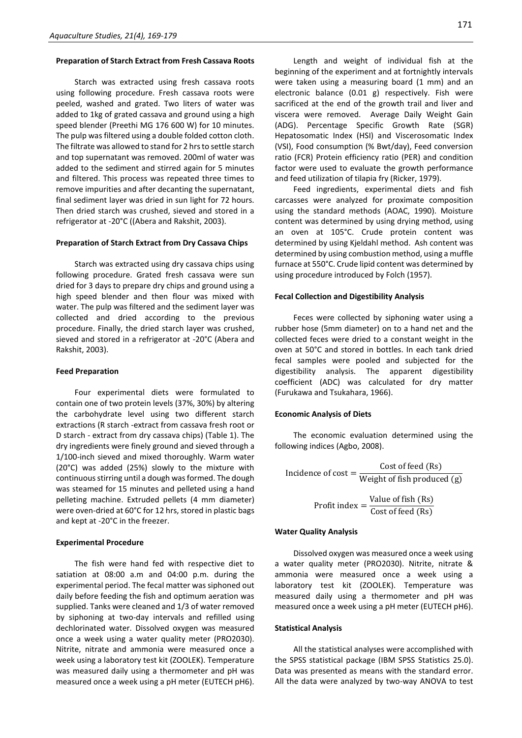#### Preparation of Starch Extract from Fresh Cassava Roots

Starch was extracted using fresh cassava roots using following procedure. Fresh cassava roots were peeled, washed and grated. Two liters of water was added to 1kg of grated cassava and ground using a high speed blender (Preethi MG 176 600 W) for 10 minutes. The pulp was filtered using a double folded cotton cloth. The filtrate was allowed to stand for 2 hrs to settle starch and top supernatant was removed. 200ml of water was added to the sediment and stirred again for 5 minutes and filtered. This process was repeated three times to remove impurities and after decanting the supernatant, final sediment layer was dried in sun light for 72 hours. Then dried starch was crushed, sieved and stored in a refrigerator at -20°C ((Abera and Rakshit, 2003).

#### Preparation of Starch Extract from Dry Cassava Chips

Starch was extracted using dry cassava chips using following procedure. Grated fresh cassava were sun dried for 3 days to prepare dry chips and ground using a high speed blender and then flour was mixed with water. The pulp was filtered and the sediment layer was collected and dried according to the previous procedure. Finally, the dried starch layer was crushed, sieved and stored in a refrigerator at -20°C (Abera and Rakshit, 2003).

#### Feed Preparation

Four experimental diets were formulated to contain one of two protein levels (37%, 30%) by altering the carbohydrate level using two different starch extractions (R starch -extract from cassava fresh root or D starch - extract from dry cassava chips) (Table 1). The dry ingredients were finely ground and sieved through a 1/100-inch sieved and mixed thoroughly. Warm water (20°C) was added (25%) slowly to the mixture with continuous stirring until a dough was formed. The dough was steamed for 15 minutes and pelleted using a hand pelleting machine. Extruded pellets (4 mm diameter) were oven-dried at 60°C for 12 hrs, stored in plastic bags and kept at -20°C in the freezer.

#### Experimental Procedure

The fish were hand fed with respective diet to satiation at 08:00 a.m and 04:00 p.m. during the experimental period. The fecal matter was siphoned out daily before feeding the fish and optimum aeration was supplied. Tanks were cleaned and 1/3 of water removed by siphoning at two-day intervals and refilled using dechlorinated water. Dissolved oxygen was measured once a week using a water quality meter (PRO2030). Nitrite, nitrate and ammonia were measured once a week using a laboratory test kit (ZOOLEK). Temperature was measured daily using a thermometer and pH was measured once a week using a pH meter (EUTECH pH6).

Length and weight of individual fish at the beginning of the experiment and at fortnightly intervals were taken using a measuring board (1 mm) and an electronic balance (0.01 g) respectively. Fish were sacrificed at the end of the growth trail and liver and viscera were removed. Average Daily Weight Gain (ADG). Percentage Specific Growth Rate (SGR) Hepatosomatic Index (HSI) and Viscerosomatic Index (VSI), Food consumption (% Bwt/day), Feed conversion ratio (FCR) Protein efficiency ratio (PER) and condition factor were used to evaluate the growth performance and feed utilization of tilapia fry (Ricker, 1979).

Feed ingredients, experimental diets and fish carcasses were analyzed for proximate composition using the standard methods (AOAC, 1990). Moisture content was determined by using drying method, using an oven at 105°C. Crude protein content was determined by using Kjeldahl method. Ash content was determined by using combustion method, using a muffle furnace at 550°C. Crude lipid content was determined by using procedure introduced by Folch (1957).

#### Fecal Collection and Digestibility Analysis

Feces were collected by siphoning water using a rubber hose (5mm diameter) on to a hand net and the collected feces were dried to a constant weight in the oven at 50°C and stored in bottles. In each tank dried fecal samples were pooled and subjected for the digestibility analysis. The apparent digestibility coefficient (ADC) was calculated for dry matter (Furukawa and Tsukahara, 1966).

#### Economic Analysis of Diets

The economic evaluation determined using the following indices (Agbo, 2008).

$$\text{Incidence of cost} = \frac{\text{Cost of feed (Rs)}}{\text{Weight of fish produced (g)}}$$

$$\text{Profit index} = \frac{\text{Value of fish (Rs)}}{\text{Cost of feed (Rs)}}$$

#### Water Quality Analysis

Dissolved oxygen was measured once a week using a water quality meter (PRO2030). Nitrite, nitrate & ammonia were measured once a week using a laboratory test kit (ZOOLEK). Temperature was measured daily using a thermometer and pH was measured once a week using a pH meter (EUTECH pH6).

#### Statistical Analysis

All the statistical analyses were accomplished with the SPSS statistical package (IBM SPSS Statistics 25.0). Data was presented as means with the standard error. All the data were analyzed by two-way ANOVA to test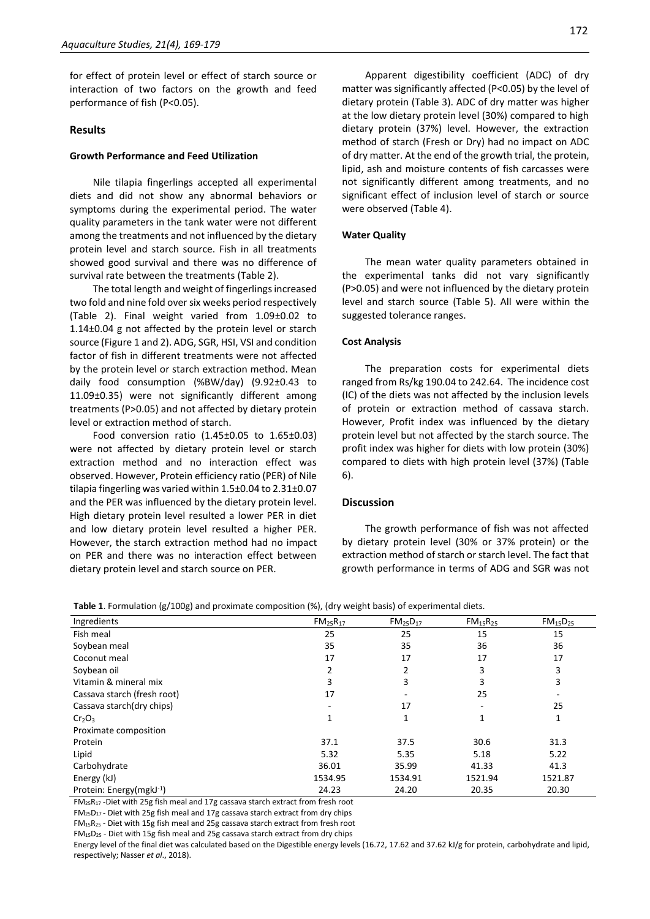for effect of protein level or effect of starch source or interaction of two factors on the growth and feed performance of fish (P<0.05).

## Results

### Growth Performance and Feed Utilization

Nile tilapia fingerlings accepted all experimental diets and did not show any abnormal behaviors or symptoms during the experimental period. The water quality parameters in the tank water were not different among the treatments and not influenced by the dietary protein level and starch source. Fish in all treatments showed good survival and there was no difference of survival rate between the treatments (Table 2).

The total length and weight of fingerlings increased two fold and nine fold over six weeks period respectively (Table 2). Final weight varied from 1.09±0.02 to 1.14±0.04 g not affected by the protein level or starch source (Figure 1 and 2). ADG, SGR, HSI, VSI and condition factor of fish in different treatments were not affected by the protein level or starch extraction method. Mean daily food consumption (%BW/day) (9.92±0.43 to 11.09±0.35) were not significantly different among treatments (P>0.05) and not affected by dietary protein level or extraction method of starch.

Food conversion ratio (1.45±0.05 to 1.65±0.03) were not affected by dietary protein level or starch extraction method and no interaction effect was observed. However, Protein efficiency ratio (PER) of Nile tilapia fingerling was varied within 1.5±0.04 to 2.31±0.07 and the PER was influenced by the dietary protein level. High dietary protein level resulted a lower PER in diet and low dietary protein level resulted a higher PER. However, the starch extraction method had no impact on PER and there was no interaction effect between dietary protein level and starch source on PER.

Apparent digestibility coefficient (ADC) of dry matter was significantly affected (P<0.05) by the level of dietary protein (Table 3). ADC of dry matter was higher at the low dietary protein level (30%) compared to high dietary protein (37%) level. However, the extraction method of starch (Fresh or Dry) had no impact on ADC of dry matter. At the end of the growth trial, the protein, lipid, ash and moisture contents of fish carcasses were not significantly different among treatments, and no significant effect of inclusion level of starch or source were observed (Table 4).

### Water Quality

The mean water quality parameters obtained in the experimental tanks did not vary significantly (P>0.05) and were not influenced by the dietary protein level and starch source (Table 5). All were within the suggested tolerance ranges.

### Cost Analysis

The preparation costs for experimental diets ranged from Rs/kg 190.04 to 242.64. The incidence cost (IC) of the diets was not affected by the inclusion levels of protein or extraction method of cassava starch. However, Profit index was influenced by the dietary protein level but not affected by the starch source. The profit index was higher for diets with low protein (30%) compared to diets with high protein level (37%) (Table 6).

## Discussion

The growth performance of fish was not affected by dietary protein level (30% or 37% protein) or the extraction method of starch or starch level. The fact that growth performance in terms of ADG and SGR was not

**Table 1**. Formulation (g/100g) and proximate composition (%), (dry weight basis) of experimental diets.

| Ingredients | $FM_{25}R_{17}$ | $FM_{25}D_{17}$ | $FM_{15}R_{25}$ | $FM_{15}D_{25}$ |
|---|---|---|---|---|
| Fish meal | 25 | 25 | 15 | 15 |
| Soybean meal | 35 | 35 | 36 | 36 |
| Coconut meal | 17 | 17 | 17 | 17 |
| Soybean oil | 2 | 2 | 3 | 3 |
| Vitamin & mineral mix | 3 | 3 | 3 | 3 |
| Cassava starch (fresh root) | 17 | - | 25 | - |
| Cassava starch(dry chips) | - | 17 | - | 25 |
| $Cr_2O_3$ | 1 | 1 | 1 | 1 |
| Proximate composition | | | | |
| Protein | 37.1 | 37.5 | 30.6 | 31.3 |
| Lipid | 5.32 | 5.35 | 5.18 | 5.22 |
| Carbohydrate | 36.01 | 35.99 | 41.33 | 41.3 |
| Energy (kJ) | 1534.95 | 1534.91 | 1521.94 | 1521.87 |
| Protein: Energy(mgkJ$^{-1}$) | 24.23 | 24.20 | 20.35 | 20.30 |

$FM_{25}R_{17}$ -Diet with 25g fish meal and 17g cassava starch extract from fresh root

$FM_{25}D_{17}$ - Diet with 25g fish meal and 17g cassava starch extract from dry chips

$FM_{15}R_{25}$ - Diet with 15g fish meal and 25g cassava starch extract from fresh root

$FM_{15}D_{25}$ - Diet with 15g fish meal and 25g cassava starch extract from dry chips

Energy level of the final diet was calculated based on the Digestible energy levels (16.72, 17.62 and 37.62 kJ/g for protein, carbohydrate and lipid, respectively; Nasser *et al*., 2018).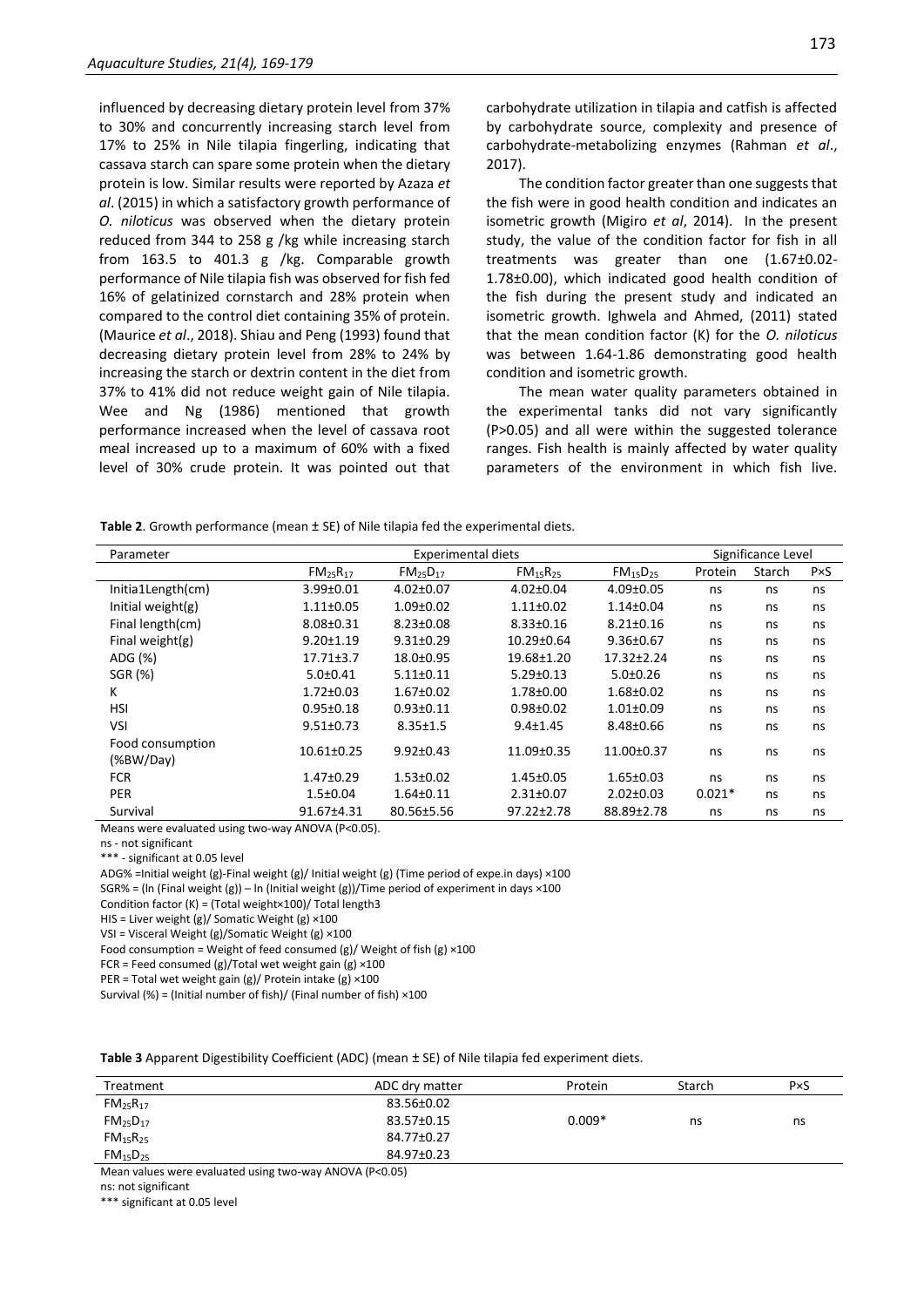influenced by decreasing dietary protein level from 37% to 30% and concurrently increasing starch level from 17% to 25% in Nile tilapia fingerling, indicating that cassava starch can spare some protein when the dietary protein is low. Similar results were reported by Azaza *et al*. (2015) in which a satisfactory growth performance of *O. niloticus* was observed when the dietary protein reduced from 344 to 258 g /kg while increasing starch from 163.5 to 401.3 g /kg. Comparable growth performance of Nile tilapia fish was observed for fish fed 16% of gelatinized cornstarch and 28% protein when compared to the control diet containing 35% of protein. (Maurice *et al*., 2018). Shiau and Peng (1993) found that decreasing dietary protein level from 28% to 24% by increasing the starch or dextrin content in the diet from 37% to 41% did not reduce weight gain of Nile tilapia. Wee and Ng (1986) mentioned that growth performance increased when the level of cassava root meal increased up to a maximum of 60% with a fixed level of 30% crude protein. It was pointed out that carbohydrate utilization in tilapia and catfish is affected by carbohydrate source, complexity and presence of carbohydrate-metabolizing enzymes (Rahman *et al*., 2017).

The condition factor greater than one suggests that the fish were in good health condition and indicates an isometric growth (Migiro *et al*, 2014). In the present study, the value of the condition factor for fish in all treatments was greater than one (1.67±0.02-1.78±0.00), which indicated good health condition of the fish during the present study and indicated an isometric growth. Ighwela and Ahmed, (2011) stated that the mean condition factor (K) for the *O. niloticus* was between 1.64-1.86 demonstrating good health condition and isometric growth.

The mean water quality parameters obtained in the experimental tanks did not vary significantly (P>0.05) and all were within the suggested tolerance ranges. Fish health is mainly affected by water quality parameters of the environment in which fish live.

**Table 2**. Growth performance (mean ± SE) of Nile tilapia fed the experimental diets.

| Parameter | Experimental diets | | | | Significance Level | | |
|---|---|---|---|---|---|---|---|
| | $FM_{25}R_{17}$ | $FM_{25}D_{17}$ | $FM_{15}R_{25}$ | $FM_{15}D_{25}$ | Protein | Starch | P×S |
| Initia1Length(cm) | 3.99±0.01 | 4.02±0.07 | 4.02±0.04 | 4.09±0.05 | ns | ns | ns |
| Initial weight(g) | 1.11±0.05 | 1.09±0.02 | 1.11±0.02 | 1.14±0.04 | ns | ns | ns |
| Final length(cm) | 8.08±0.31 | 8.23±0.08 | 8.33±0.16 | 8.21±0.16 | ns | ns | ns |
| Final weight(g) | 9.20±1.19 | 9.31±0.29 | 10.29±0.64 | 9.36±0.67 | ns | ns | ns |
| ADG (%) | 17.71±3.7 | 18.0±0.95 | 19.68±1.20 | 17.32±2.24 | ns | ns | ns |
| SGR (%) | 5.0±0.41 | 5.11±0.11 | 5.29±0.13 | 5.0±0.26 | ns | ns | ns |
| K | 1.72±0.03 | 1.67±0.02 | 1.78±0.00 | 1.68±0.02 | ns | ns | ns |
| HSI | 0.95±0.18 | 0.93±0.11 | 0.98±0.02 | 1.01±0.09 | ns | ns | ns |
| VSI | 9.51±0.73 | 8.35±1.5 | 9.4±1.45 | 8.48±0.66 | ns | ns | ns |
| Food consumption (%BW/Day) | 10.61±0.25 | 9.92±0.43 | 11.09±0.35 | 11.00±0.37 | ns | ns | ns |
| FCR | 1.47±0.29 | 1.53±0.02 | 1.45±0.05 | 1.65±0.03 | ns | ns | ns |
| PER | 1.5±0.04 | 1.64±0.11 | 2.31±0.07 | 2.02±0.03 | 0.021* | ns | ns |
| Survival | 91.67±4.31 | 80.56±5.56 | 97.22±2.78 | 88.89±2.78 | ns | ns | ns |

Means were evaluated using two-way ANOVA (P<0.05).
ns - not significant
*** - significant at 0.05 level
ADG% =Initial weight (g)-Final weight (g)/ Initial weight (g) (Time period of expe.in days) ×100
SGR% = (ln (Final weight (g)) – ln (Initial weight (g))/Time period of experiment in days ×100
Condition factor (K) = (Total weight×100)/ Total length3
HIS = Liver weight (g)/ Somatic Weight (g) ×100
VSI = Visceral Weight (g)/Somatic Weight (g) ×100
Food consumption = Weight of feed consumed (g)/ Weight of fish (g) ×100
FCR = Feed consumed (g)/Total wet weight gain (g) ×100
PER = Total wet weight gain (g)/ Protein intake (g) ×100
Survival (%) = (Initial number of fish)/ (Final number of fish) ×100

**Table 3** Apparent Digestibility Coefficient (ADC) (mean ± SE) of Nile tilapia fed experiment diets.

| Treatment | ADC dry matter | Protein | Starch | P×S |
|---|---|---|---|---|
| $FM_{25}R_{17}$ | 83.56±0.02 | | | |
| $FM_{25}D_{17}$ | 83.57±0.15 | 0.009* | ns | ns |
| $FM_{15}R_{25}$ | 84.77±0.27 | | | |
| $FM_{15}D_{25}$ | 84.97±0.23 | | | |

Mean values were evaluated using two-way ANOVA (P<0.05)
ns: not significant
*** significant at 0.05 level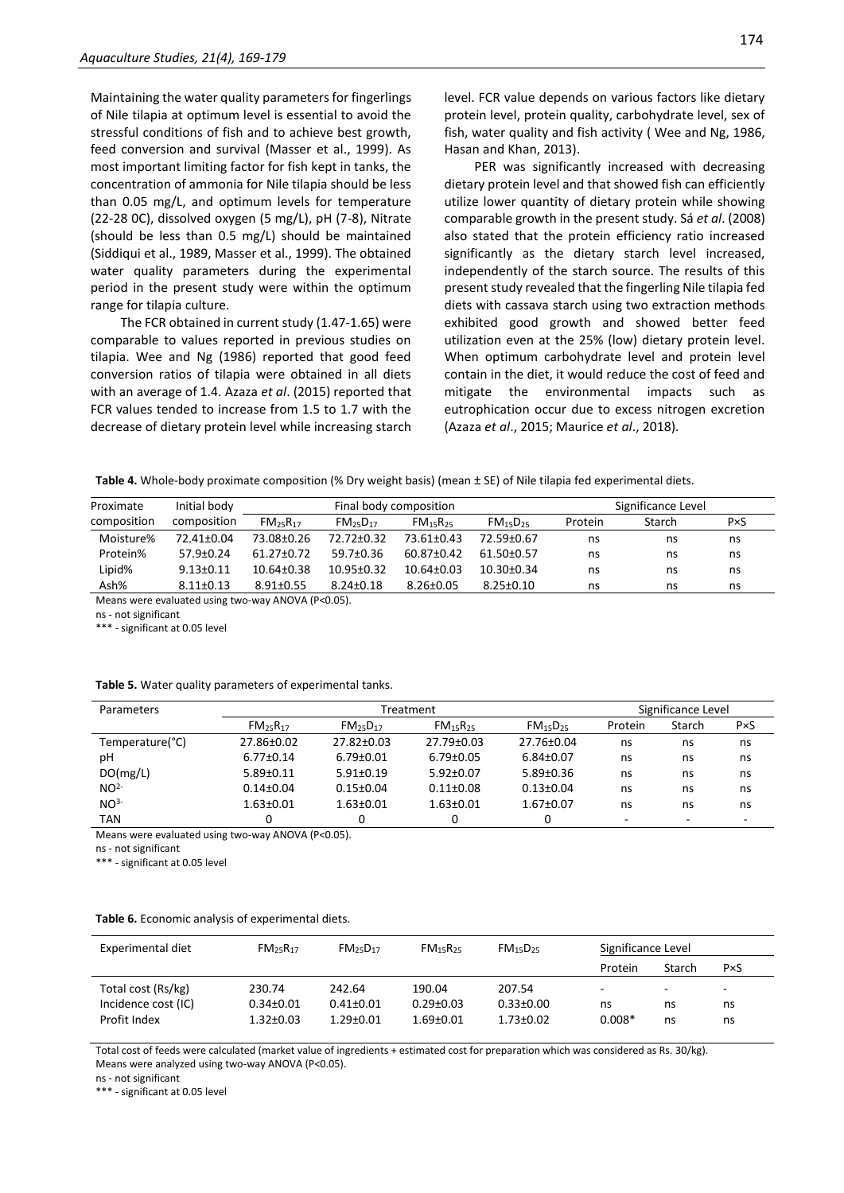Maintaining the water quality parameters for fingerlings of Nile tilapia at optimum level is essential to avoid the stressful conditions of fish and to achieve best growth, feed conversion and survival (Masser et al., 1999). As most important limiting factor for fish kept in tanks, the concentration of ammonia for Nile tilapia should be less than 0.05 mg/L, and optimum levels for temperature (22-28 0C), dissolved oxygen (5 mg/L), pH (7-8), Nitrate (should be less than 0.5 mg/L) should be maintained (Siddiqui et al., 1989, Masser et al., 1999). The obtained water quality parameters during the experimental period in the present study were within the optimum range for tilapia culture.

The FCR obtained in current study (1.47-1.65) were comparable to values reported in previous studies on tilapia. Wee and Ng (1986) reported that good feed conversion ratios of tilapia were obtained in all diets with an average of 1.4. Azaza *et al*. (2015) reported that FCR values tended to increase from 1.5 to 1.7 with the decrease of dietary protein level while increasing starch level. FCR value depends on various factors like dietary protein level, protein quality, carbohydrate level, sex of fish, water quality and fish activity ( Wee and Ng, 1986, Hasan and Khan, 2013).

PER was significantly increased with decreasing dietary protein level and that showed fish can efficiently utilize lower quantity of dietary protein while showing comparable growth in the present study. Sá *et al*. (2008) also stated that the protein efficiency ratio increased significantly as the dietary starch level increased, independently of the starch source. The results of this present study revealed that the fingerling Nile tilapia fed diets with cassava starch using two extraction methods exhibited good growth and showed better feed utilization even at the 25% (low) dietary protein level. When optimum carbohydrate level and protein level contain in the diet, it would reduce the cost of feed and mitigate the environmental impacts such as eutrophication occur due to excess nitrogen excretion (Azaza *et al*., 2015; Maurice *et al*., 2018).

**Table 4.** Whole-body proximate composition (% Dry weight basis) (mean ± SE) of Nile tilapia fed experimental diets.

| Proximate composition | Initial body composition | Final body composition | | | | Significance Level | | |
|---|---|---|---|---|---|---|---|---|
| | | $FM_{25}R_{17}$ | $FM_{25}D_{17}$ | $FM_{15}R_{25}$ | $FM_{15}D_{25}$ | Protein | Starch | P×S |
| Moisture% | 72.41±0.04 | 73.08±0.26 | 72.72±0.32 | 73.61±0.43 | 72.59±0.67 | ns | ns | ns |
| Protein% | 57.9±0.24 | 61.27±0.72 | 59.7±0.36 | 60.87±0.42 | 61.50±0.57 | ns | ns | ns |
| Lipid% | 9.13±0.11 | 10.64±0.38 | 10.95±0.32 | 10.64±0.03 | 10.30±0.34 | ns | ns | ns |
| Ash% | 8.11±0.13 | 8.91±0.55 | 8.24±0.18 | 8.26±0.05 | 8.25±0.10 | ns | ns | ns |

Means were evaluated using two-way ANOVA (P<0.05).
ns - not significant
*** - significant at 0.05 level

**Table 5.** Water quality parameters of experimental tanks.

| Parameters | Treatment | | | | Significance Level | | |
|---|---|---|---|---|---|---|---|
| | $FM_{25}R_{17}$ | $FM_{25}D_{17}$ | $FM_{15}R_{25}$ | $FM_{15}D_{25}$ | Protein | Starch | P×S |
| Temperature(°C) | 27.86±0.02 | 27.82±0.03 | 27.79±0.03 | 27.76±0.04 | ns | ns | ns |
| pH | 6.77±0.14 | 6.79±0.01 | 6.79±0.05 | 6.84±0.07 | ns | ns | ns |
| DO(mg/L) | 5.89±0.11 | 5.91±0.19 | 5.92±0.07 | 5.89±0.36 | ns | ns | ns |
| $NO^{2-}$ | 0.14±0.04 | 0.15±0.04 | 0.11±0.08 | 0.13±0.04 | ns | ns | ns |
| $NO^{3-}$ | 1.63±0.01 | 1.63±0.01 | 1.63±0.01 | 1.67±0.07 | ns | ns | ns |
| TAN | 0 | 0 | 0 | 0 | - | - | - |

Means were evaluated using two-way ANOVA (P<0.05).
ns - not significant
*** - significant at 0.05 level

**Table 6.** Economic analysis of experimental diets.

| Experimental diet | $FM_{25}R_{17}$ | $FM_{25}D_{17}$ | $FM_{15}R_{25}$ | $FM_{15}D_{25}$ | Significance Level | | |
|---|---|---|---|---|---|---|---|
| | | | | | Protein | Starch | P×S |
| Total cost (Rs/kg) | 230.74 | 242.64 | 190.04 | 207.54 | - | - | - |
| Incidence cost (IC) | 0.34±0.01 | 0.41±0.01 | 0.29±0.03 | 0.33±0.00 | ns | ns | ns |
| Profit Index | 1.32±0.03 | 1.29±0.01 | 1.69±0.01 | 1.73±0.02 | 0.008* | ns | ns |

Total cost of feeds were calculated (market value of ingredients + estimated cost for preparation which was considered as Rs. 30/kg).
Means were analyzed using two-way ANOVA (P<0.05).
ns - not significant
*** - significant at 0.05 level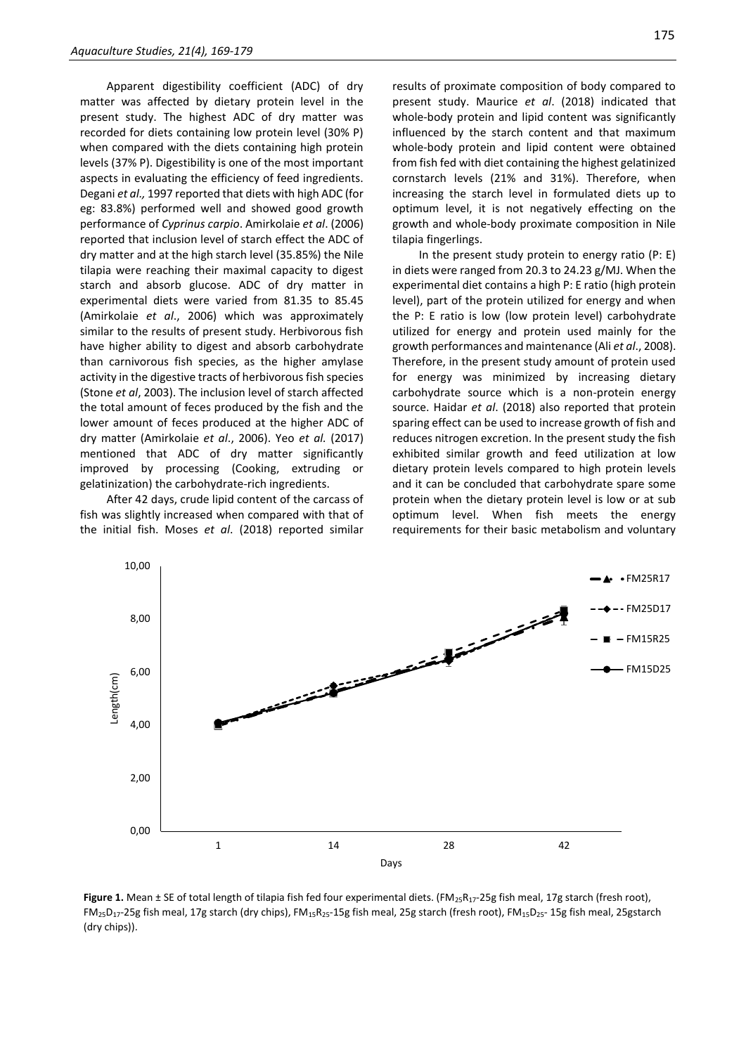Apparent digestibility coefficient (ADC) of dry matter was affected by dietary protein level in the present study. The highest ADC of dry matter was recorded for diets containing low protein level (30% P) when compared with the diets containing high protein levels (37% P). Digestibility is one of the most important aspects in evaluating the efficiency of feed ingredients. Degani *et al.,* 1997 reported that diets with high ADC (for eg: 83.8%) performed well and showed good growth performance of *Cyprinus carpio*. Amirkolaie *et al*. (2006) reported that inclusion level of starch effect the ADC of dry matter and at the high starch level (35.85%) the Nile tilapia were reaching their maximal capacity to digest starch and absorb glucose. ADC of dry matter in experimental diets were varied from 81.35 to 85.45 (Amirkolaie *et al*., 2006) which was approximately similar to the results of present study. Herbivorous fish have higher ability to digest and absorb carbohydrate than carnivorous fish species, as the higher amylase activity in the digestive tracts of herbivorous fish species (Stone *et al*, 2003). The inclusion level of starch affected the total amount of feces produced by the fish and the lower amount of feces produced at the higher ADC of dry matter (Amirkolaie *et al*., 2006). Yeo *et al.* (2017) mentioned that ADC of dry matter significantly improved by processing (Cooking, extruding or gelatinization) the carbohydrate-rich ingredients.

After 42 days, crude lipid content of the carcass of fish was slightly increased when compared with that of the initial fish. Moses *et al*. (2018) reported similar results of proximate composition of body compared to present study. Maurice *et al*. (2018) indicated that whole-body protein and lipid content was significantly influenced by the starch content and that maximum whole-body protein and lipid content were obtained from fish fed with diet containing the highest gelatinized cornstarch levels (21% and 31%). Therefore, when increasing the starch level in formulated diets up to optimum level, it is not negatively effecting on the growth and whole-body proximate composition in Nile tilapia fingerlings.

In the present study protein to energy ratio (P: E) in diets were ranged from 20.3 to 24.23 g/MJ. When the experimental diet contains a high P: E ratio (high protein level), part of the protein utilized for energy and when the P: E ratio is low (low protein level) carbohydrate utilized for energy and protein used mainly for the growth performances and maintenance (Ali *et al*., 2008). Therefore, in the present study amount of protein used for energy was minimized by increasing dietary carbohydrate source which is a non-protein energy source. Haidar *et al*. (2018) also reported that protein sparing effect can be used to increase growth of fish and reduces nitrogen excretion. In the present study the fish exhibited similar growth and feed utilization at low dietary protein levels compared to high protein levels and it can be concluded that carbohydrate spare some protein when the dietary protein level is low or at sub optimum level. When fish meets the energy requirements for their basic metabolism and voluntary

**Figure 1.** Mean ± SE of total length of tilapia fish fed four experimental diets. ($FM_{25}R_{17}$-25g fish meal, 17g starch (fresh root), $FM_{25}D_{17}$-25g fish meal, 17g starch (dry chips), $FM_{15}R_{25}$-15g fish meal, 25g starch (fresh root), $FM_{15}D_{25}$- 15g fish meal, 25gstarch (dry chips)).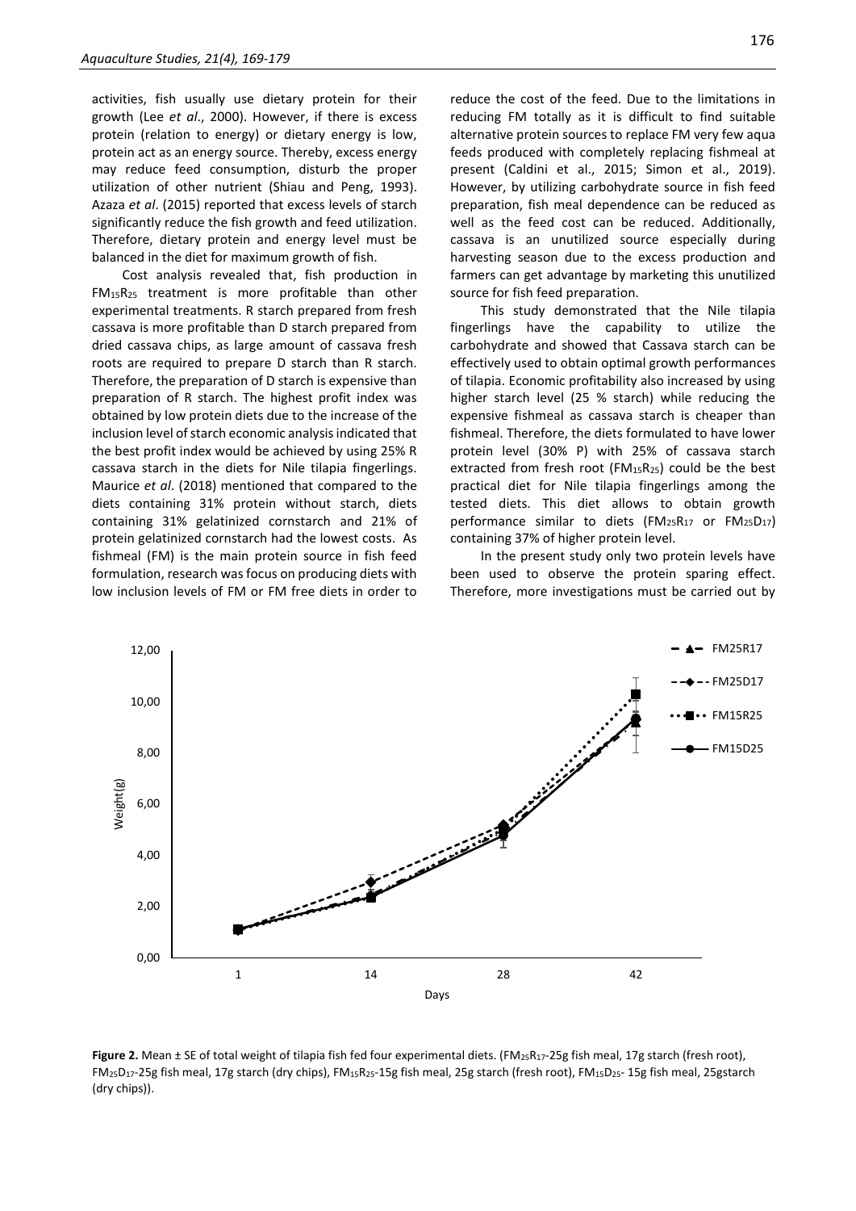activities, fish usually use dietary protein for their growth (Lee *et al*., 2000). However, if there is excess protein (relation to energy) or dietary energy is low, protein act as an energy source. Thereby, excess energy may reduce feed consumption, disturb the proper utilization of other nutrient (Shiau and Peng, 1993). Azaza *et al*. (2015) reported that excess levels of starch significantly reduce the fish growth and feed utilization. Therefore, dietary protein and energy level must be balanced in the diet for maximum growth of fish.

Cost analysis revealed that, fish production in $FM_{15}R_{25}$ treatment is more profitable than other experimental treatments. R starch prepared from fresh cassava is more profitable than D starch prepared from dried cassava chips, as large amount of cassava fresh roots are required to prepare D starch than R starch. Therefore, the preparation of D starch is expensive than preparation of R starch. The highest profit index was obtained by low protein diets due to the increase of the inclusion level of starch economic analysis indicated that the best profit index would be achieved by using 25% R cassava starch in the diets for Nile tilapia fingerlings. Maurice *et al*. (2018) mentioned that compared to the diets containing 31% protein without starch, diets containing 31% gelatinized cornstarch and 21% of protein gelatinized cornstarch had the lowest costs. As fishmeal (FM) is the main protein source in fish feed formulation, research was focus on producing diets with low inclusion levels of FM or FM free diets in order to reduce the cost of the feed. Due to the limitations in reducing FM totally as it is difficult to find suitable alternative protein sources to replace FM very few aqua feeds produced with completely replacing fishmeal at present (Caldini et al., 2015; Simon et al., 2019). However, by utilizing carbohydrate source in fish feed preparation, fish meal dependence can be reduced as well as the feed cost can be reduced. Additionally, cassava is an unutilized source especially during harvesting season due to the excess production and farmers can get advantage by marketing this unutilized source for fish feed preparation.

This study demonstrated that the Nile tilapia fingerlings have the capability to utilize the carbohydrate and showed that Cassava starch can be effectively used to obtain optimal growth performances of tilapia. Economic profitability also increased by using higher starch level (25 % starch) while reducing the expensive fishmeal as cassava starch is cheaper than fishmeal. Therefore, the diets formulated to have lower protein level (30% P) with 25% of cassava starch extracted from fresh root ($FM_{15}R_{25}$) could be the best practical diet for Nile tilapia fingerlings among the tested diets. This diet allows to obtain growth performance similar to diets ($FM_{25}R_{17}$ or $FM_{25}D_{17}$) containing 37% of higher protein level.

In the present study only two protein levels have been used to observe the protein sparing effect. Therefore, more investigations must be carried out by

**Figure 2.** Mean ± SE of total weight of tilapia fish fed four experimental diets. ($FM_{25}R_{17}$-25g fish meal, 17g starch (fresh root), $FM_{25}D_{17}$-25g fish meal, 17g starch (dry chips), $FM_{15}R_{25}$-15g fish meal, 25g starch (fresh root), $FM_{15}D_{25}$- 15g fish meal, 25gstarch (dry chips)).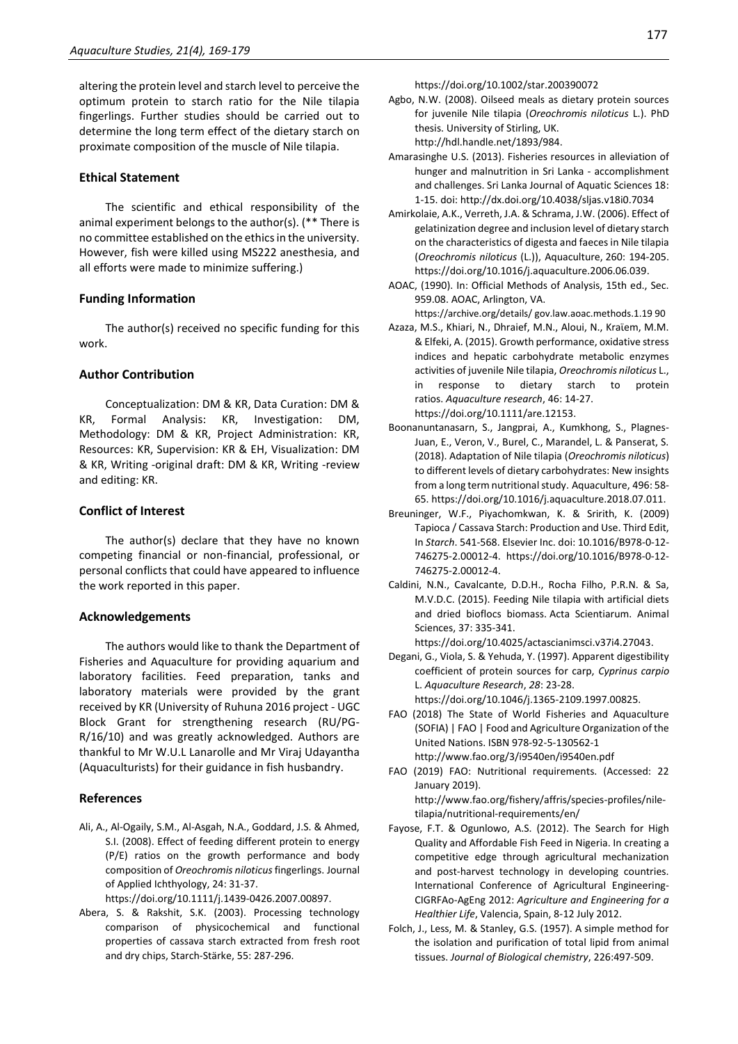altering the protein level and starch level to perceive the optimum protein to starch ratio for the Nile tilapia fingerlings. Further studies should be carried out to determine the long term effect of the dietary starch on proximate composition of the muscle of Nile tilapia.

## Ethical Statement

The scientific and ethical responsibility of the animal experiment belongs to the author(s). (** There is no committee established on the ethics in the university. However, fish were killed using MS222 anesthesia, and all efforts were made to minimize suffering.)

## Funding Information

The author(s) received no specific funding for this work.

## Author Contribution

Conceptualization: DM & KR, Data Curation: DM & KR, Formal Analysis: KR, Investigation: DM, Methodology: DM & KR, Project Administration: KR, Resources: KR, Supervision: KR & EH, Visualization: DM & KR, Writing -original draft: DM & KR, Writing -review and editing: KR.

## Conflict of Interest

The author(s) declare that they have no known competing financial or non-financial, professional, or personal conflicts that could have appeared to influence the work reported in this paper.

## Acknowledgements

The authors would like to thank the Department of Fisheries and Aquaculture for providing aquarium and laboratory facilities. Feed preparation, tanks and laboratory materials were provided by the grant received by KR (University of Ruhuna 2016 project - UGC Block Grant for strengthening research (RU/PG-R/16/10) and was greatly acknowledged. Authors are thankful to Mr W.U.L Lanarolle and Mr Viraj Udayantha (Aquaculturists) for their guidance in fish husbandry.

## References

Ali, A., Al-Ogaily, S.M., Al-Asgah, N.A., Goddard, J.S. & Ahmed, S.I. (2008). Effect of feeding different protein to energy (P/E) ratios on the growth performance and body composition of *Oreochromis niloticus* fingerlings. Journal of Applied Ichthyology, 24: 31-37. https://doi.org/10.1111/j.1439-0426.2007.00897.

Abera, S. & Rakshit, S.K. (2003). Processing technology comparison of physicochemical and functional properties of cassava starch extracted from fresh root and dry chips, Starch-Stärke, 55: 287-296. https://doi.org/10.1002/star.200390072

Agbo, N.W. (2008). Oilseed meals as dietary protein sources for juvenile Nile tilapia (*Oreochromis niloticus* L.). PhD thesis. University of Stirling, UK. http://hdl.handle.net/1893/984.

Amarasinghe U.S. (2013). Fisheries resources in alleviation of hunger and malnutrition in Sri Lanka - accomplishment and challenges. Sri Lanka Journal of Aquatic Sciences 18: 1-15. doi: http://dx.doi.org/10.4038/sljas.v18i0.7034

Amirkolaie, A.K., Verreth, J.A. & Schrama, J.W. (2006). Effect of gelatinization degree and inclusion level of dietary starch on the characteristics of digesta and faeces in Nile tilapia (*Oreochromis niloticus* (L.)), Aquaculture, 260: 194-205. https://doi.org/10.1016/j.aquaculture.2006.06.039.

AOAC, (1990). In: Official Methods of Analysis, 15th ed., Sec. 959.08. AOAC, Arlington, VA. https://archive.org/details/ gov.law.aoac.methods.1.19 90

Azaza, M.S., Khiari, N., Dhraief, M.N., Aloui, N., Kraïem, M.M. & Elfeki, A. (2015). Growth performance, oxidative stress indices and hepatic carbohydrate metabolic enzymes activities of juvenile Nile tilapia, *Oreochromis niloticus* L., in response to dietary starch to protein ratios. *Aquaculture research*, 46: 14-27. https://doi.org/10.1111/are.12153.

Boonanuntanasarn, S., Jangprai, A., Kumkhong, S., Plagnes-Juan, E., Veron, V., Burel, C., Marandel, L. & Panserat, S. (2018). Adaptation of Nile tilapia (*Oreochromis niloticus*) to different levels of dietary carbohydrates: New insights from a long term nutritional study. Aquaculture, 496: 58-65. https://doi.org/10.1016/j.aquaculture.2018.07.011.

Breuninger, W.F., Piyachomkwan, K. & Sririth, K. (2009) Tapioca / Cassava Starch: Production and Use. Third Edit, In *Starch*. 541-568. Elsevier Inc. doi: 10.1016/B978-0-12-746275-2.00012-4. https://doi.org/10.1016/B978-0-12-746275-2.00012-4.

Caldini, N.N., Cavalcante, D.D.H., Rocha Filho, P.R.N. & Sa, M.V.D.C. (2015). Feeding Nile tilapia with artificial diets and dried bioflocs biomass. Acta Scientiarum. Animal Sciences, 37: 335-341. https://doi.org/10.4025/actascianimsci.v37i4.27043.

Degani, G., Viola, S. & Yehuda, Y. (1997). Apparent digestibility coefficient of protein sources for carp, *Cyprinus carpio* L. *Aquaculture Research*, *28*: 23-28. https://doi.org/10.1046/j.1365-2109.1997.00825.

FAO (2018) The State of World Fisheries and Aquaculture (SOFIA) | FAO | Food and Agriculture Organization of the United Nations. ISBN 978-92-5-130562-1 http://www.fao.org/3/i9540en/i9540en.pdf

FAO (2019) FAO: Nutritional requirements. (Accessed: 22 January 2019). http://www.fao.org/fishery/affris/species-profiles/nile-tilapia/nutritional-requirements/en/

Fayose, F.T. & Ogunlowo, A.S. (2012). The Search for High Quality and Affordable Fish Feed in Nigeria. In creating a competitive edge through agricultural mechanization and post-harvest technology in developing countries. International Conference of Agricultural Engineering-CIGRFAo-AgEng 2012: *Agriculture and Engineering for a Healthier Life*, Valencia, Spain, 8-12 July 2012.

Folch, J., Less, M. & Stanley, G.S. (1957). A simple method for the isolation and purification of total lipid from animal tissues. *Journal of Biological chemistry*, 226:497-509.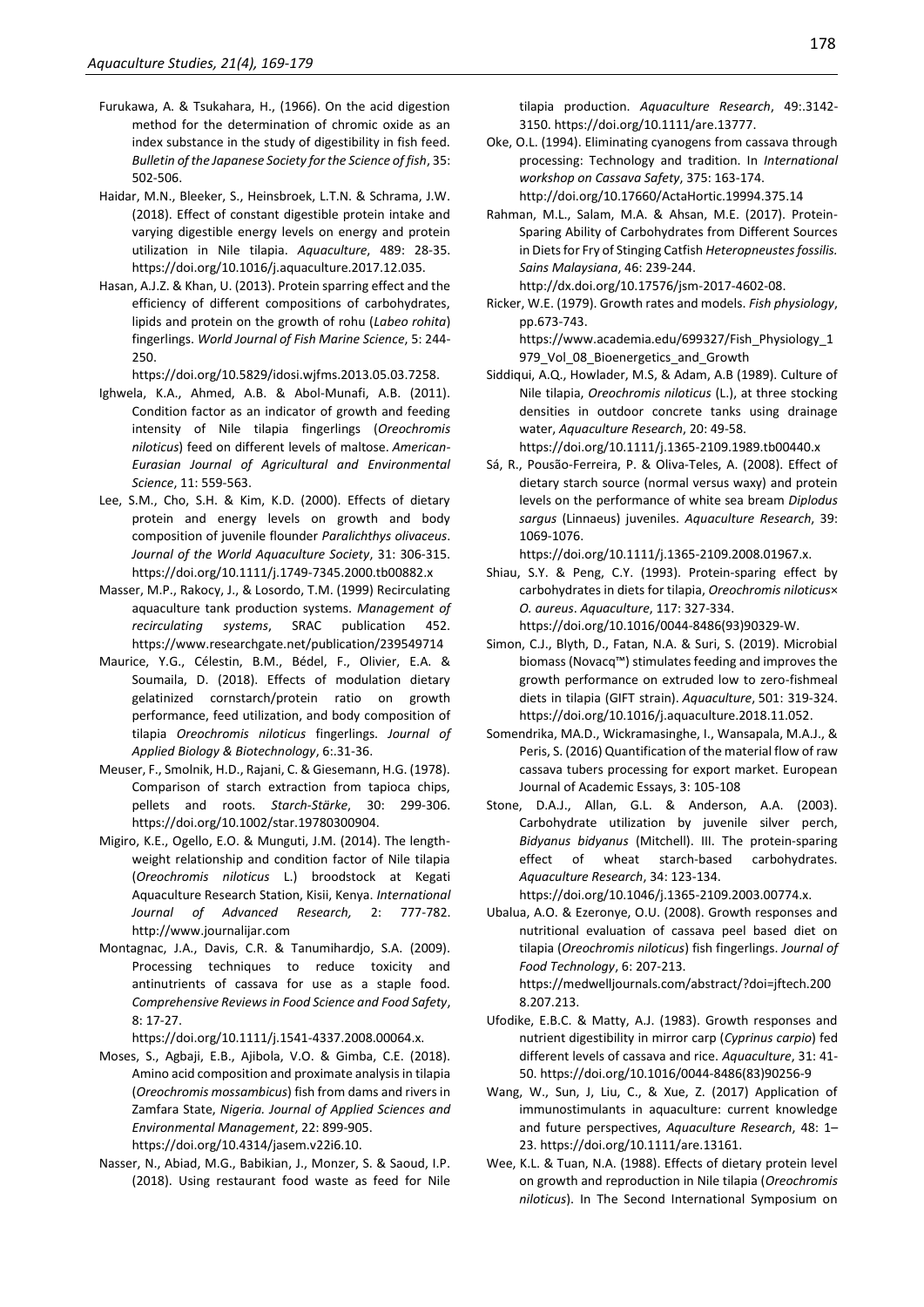Furukawa, A. & Tsukahara, H., (1966). On the acid digestion method for the determination of chromic oxide as an index substance in the study of digestibility in fish feed. *Bulletin of the Japanese Society for the Science of fish*, 35: 502-506.

Haidar, M.N., Bleeker, S., Heinsbroek, L.T.N. & Schrama, J.W. (2018). Effect of constant digestible protein intake and varying digestible energy levels on energy and protein utilization in Nile tilapia. *Aquaculture*, 489: 28-35. https://doi.org/10.1016/j.aquaculture.2017.12.035.

Hasan, A.J.Z. & Khan, U. (2013). Protein sparring effect and the efficiency of different compositions of carbohydrates, lipids and protein on the growth of rohu (*Labeo rohita*) fingerlings. *World Journal of Fish Marine Science*, 5: 244-250. https://doi.org/10.5829/idosi.wjfms.2013.05.03.7258.

Ighwela, K.A., Ahmed, A.B. & Abol-Munafi, A.B. (2011). Condition factor as an indicator of growth and feeding intensity of Nile tilapia fingerlings (*Oreochromis niloticus*) feed on different levels of maltose. *American-Eurasian Journal of Agricultural and Environmental Science*, 11: 559-563.

Lee, S.M., Cho, S.H. & Kim, K.D. (2000). Effects of dietary protein and energy levels on growth and body composition of juvenile flounder *Paralichthys olivaceus*. *Journal of the World Aquaculture Society*, 31: 306-315. https://doi.org/10.1111/j.1749-7345.2000.tb00882.x

Masser, M.P., Rakocy, J., & Losordo, T.M. (1999) Recirculating aquaculture tank production systems. *Management of recirculating systems*, SRAC publication 452. https://www.researchgate.net/publication/239549714

Maurice, Y.G., Célestin, B.M., Bédel, F., Olivier, E.A. & Soumaila, D. (2018). Effects of modulation dietary gelatinized cornstarch/protein ratio on growth performance, feed utilization, and body composition of tilapia *Oreochromis niloticus* fingerlings. *Journal of Applied Biology & Biotechnology*, 6:.31-36.

Meuser, F., Smolnik, H.D., Rajani, C. & Giesemann, H.G. (1978). Comparison of starch extraction from tapioca chips, pellets and roots. *Starch-Stärke*, 30: 299-306. https://doi.org/10.1002/star.19780300904.

Migiro, K.E., Ogello, E.O. & Munguti, J.M. (2014). The length-weight relationship and condition factor of Nile tilapia (*Oreochromis niloticus* L.) broodstock at Kegati Aquaculture Research Station, Kisii, Kenya. *International Journal of Advanced Research,* 2: 777-782. http://www.journalijar.com

Montagnac, J.A., Davis, C.R. & Tanumihardjo, S.A. (2009). Processing techniques to reduce toxicity and antinutrients of cassava for use as a staple food. *Comprehensive Reviews in Food Science and Food Safety*, 8: 17-27. https://doi.org/10.1111/j.1541-4337.2008.00064.x.

Moses, S., Agbaji, E.B., Ajibola, V.O. & Gimba, C.E. (2018). Amino acid composition and proximate analysis in tilapia (*Oreochromis mossambicus*) fish from dams and rivers in Zamfara State, *Nigeria. Journal of Applied Sciences and Environmental Management*, 22: 899-905. https://doi.org/10.4314/jasem.v22i6.10.

Nasser, N., Abiad, M.G., Babikian, J., Monzer, S. & Saoud, I.P. (2018). Using restaurant food waste as feed for Nile tilapia production. *Aquaculture Research*, 49:.3142-3150. https://doi.org/10.1111/are.13777.

Oke, O.L. (1994). Eliminating cyanogens from cassava through processing: Technology and tradition. In *International workshop on Cassava Safety*, 375: 163-174. http://doi.org/10.17660/ActaHortic.19994.375.14

Rahman, M.L., Salam, M.A. & Ahsan, M.E. (2017). Protein-Sparing Ability of Carbohydrates from Different Sources in Diets for Fry of Stinging Catfish *Heteropneustes fossilis. Sains Malaysiana*, 46: 239-244. http://dx.doi.org/10.17576/jsm-2017-4602-08.

Ricker, W.E. (1979). Growth rates and models. *Fish physiology*, pp.673-743. https://www.academia.edu/699327/Fish_Physiology_1979_Vol_08_Bioenergetics_and_Growth

Siddiqui, A.Q., Howlader, M.S, & Adam, A.B (1989). Culture of Nile tilapia, *Oreochromis niloticus* (L.), at three stocking densities in outdoor concrete tanks using drainage water, *Aquaculture Research*, 20: 49-58. https://doi.org/10.1111/j.1365-2109.1989.tb00440.x

Sá, R., Pousão-Ferreira, P. & Oliva-Teles, A. (2008). Effect of dietary starch source (normal versus waxy) and protein levels on the performance of white sea bream *Diplodus sargus* (Linnaeus) juveniles. *Aquaculture Research*, 39: 1069-1076. https://doi.org/10.1111/j.1365-2109.2008.01967.x.

Shiau, S.Y. & Peng, C.Y. (1993). Protein-sparing effect by carbohydrates in diets for tilapia, *Oreochromis niloticus*× *O. aureus*. *Aquaculture*, 117: 327-334. https://doi.org/10.1016/0044-8486(93)90329-W.

Simon, C.J., Blyth, D., Fatan, N.A. & Suri, S. (2019). Microbial biomass (Novacq™) stimulates feeding and improves the growth performance on extruded low to zero-fishmeal diets in tilapia (GIFT strain). *Aquaculture*, 501: 319-324. https://doi.org/10.1016/j.aquaculture.2018.11.052.

Somendrika, MA.D., Wickramasinghe, I., Wansapala, M.A.J., & Peris, S. (2016) Quantification of the material flow of raw cassava tubers processing for export market. European Journal of Academic Essays, 3: 105-108

Stone, D.A.J., Allan, G.L. & Anderson, A.A. (2003). Carbohydrate utilization by juvenile silver perch, *Bidyanus bidyanus* (Mitchell). III. The protein-sparing effect of wheat starch-based carbohydrates. *Aquaculture Research*, 34: 123-134. https://doi.org/10.1046/j.1365-2109.2003.00774.x.

Ubalua, A.O. & Ezeronye, O.U. (2008). Growth responses and nutritional evaluation of cassava peel based diet on tilapia (*Oreochromis niloticus*) fish fingerlings. *Journal of Food Technology*, 6: 207-213. https://medwelljournals.com/abstract/?doi=jftech.2008.207.213.

Ufodike, E.B.C. & Matty, A.J. (1983). Growth responses and nutrient digestibility in mirror carp (*Cyprinus carpio*) fed different levels of cassava and rice. *Aquaculture*, 31: 41-50. https://doi.org/10.1016/0044-8486(83)90256-9

Wang, W., Sun, J, Liu, C., & Xue, Z. (2017) Application of immunostimulants in aquaculture: current knowledge and future perspectives, *Aquaculture Research*, 48: 1–23. https://doi.org/10.1111/are.13161.

Wee, K.L. & Tuan, N.A. (1988). Effects of dietary protein level on growth and reproduction in Nile tilapia (*Oreochromis niloticus*). In The Second International Symposium on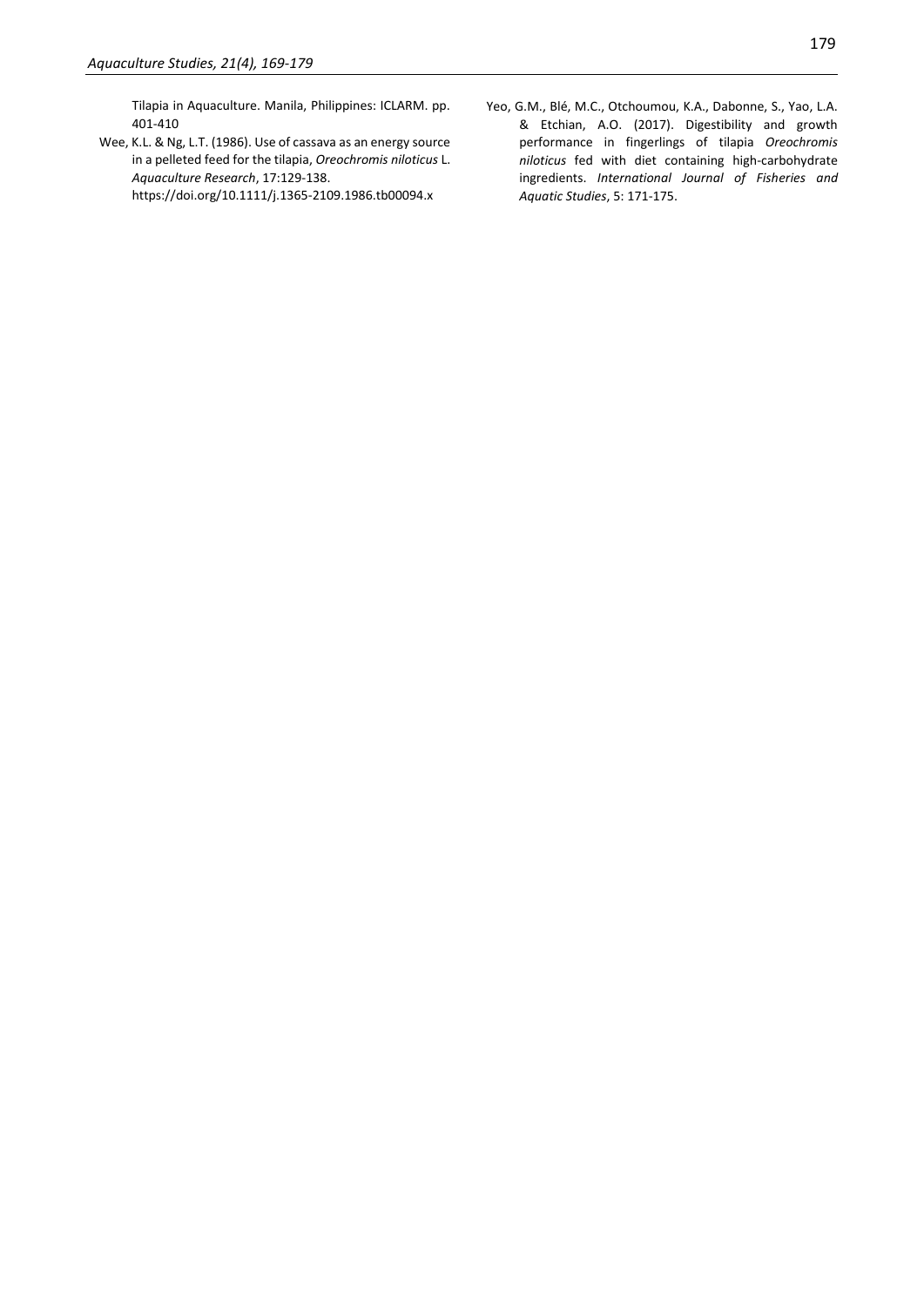Tilapia in Aquaculture. Manila, Philippines: ICLARM. pp. 401-410

Wee, K.L. & Ng, L.T. (1986). Use of cassava as an energy source in a pelleted feed for the tilapia, *Oreochromis niloticus* L. *Aquaculture Research*, 17:129-138. https://doi.org/10.1111/j.1365-2109.1986.tb00094.x

Yeo, G.M., Blé, M.C., Otchoumou, K.A., Dabonne, S., Yao, L.A. & Etchian, A.O. (2017). Digestibility and growth performance in fingerlings of tilapia *Oreochromis niloticus* fed with diet containing high-carbohydrate ingredients. *International Journal of Fisheries and Aquatic Studies*, 5: 171-175.